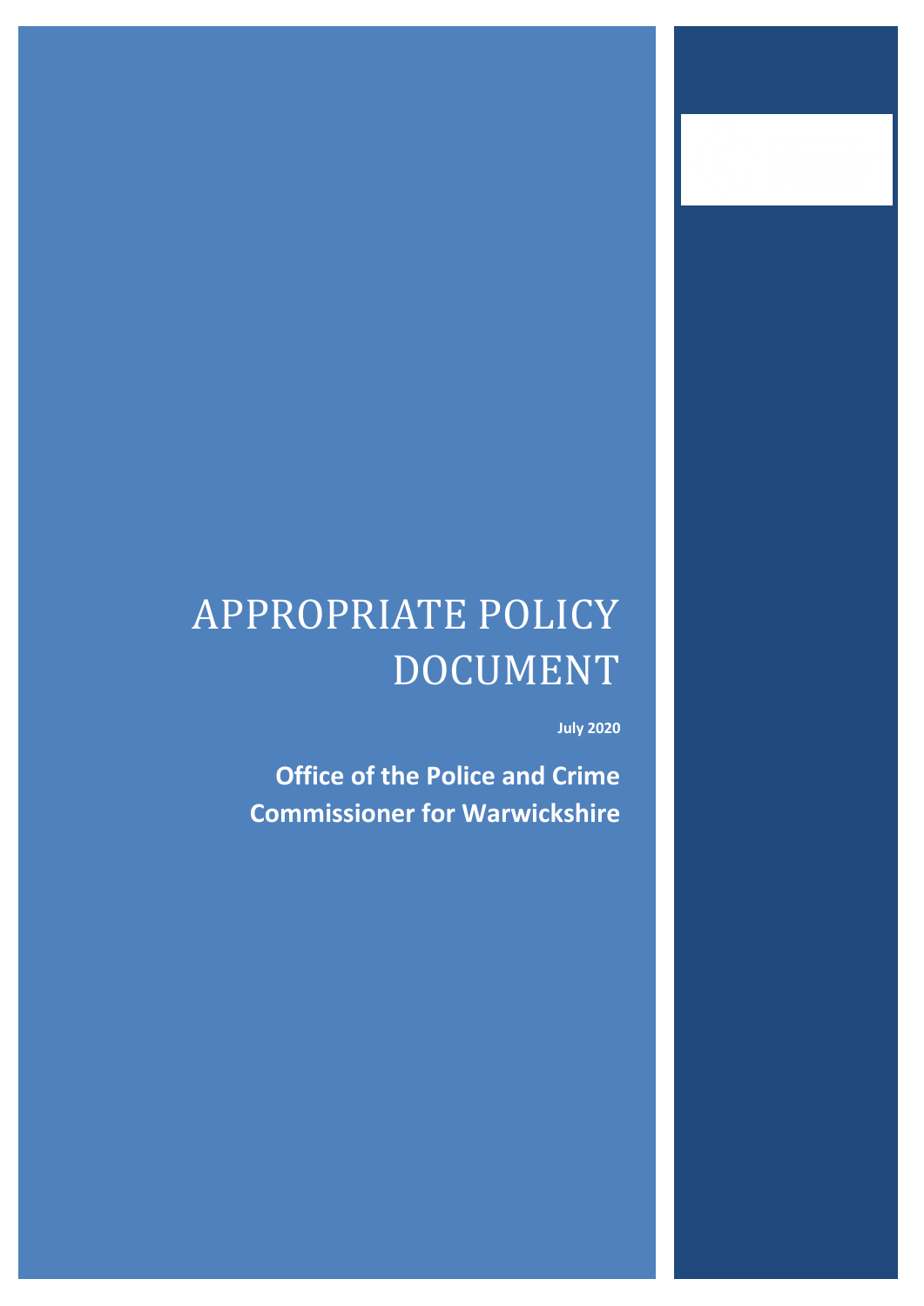# APPROPRIATE POLICY DOCUMENT

**July 2020**

**Office of the Police and Crime Commissioner for Warwickshire**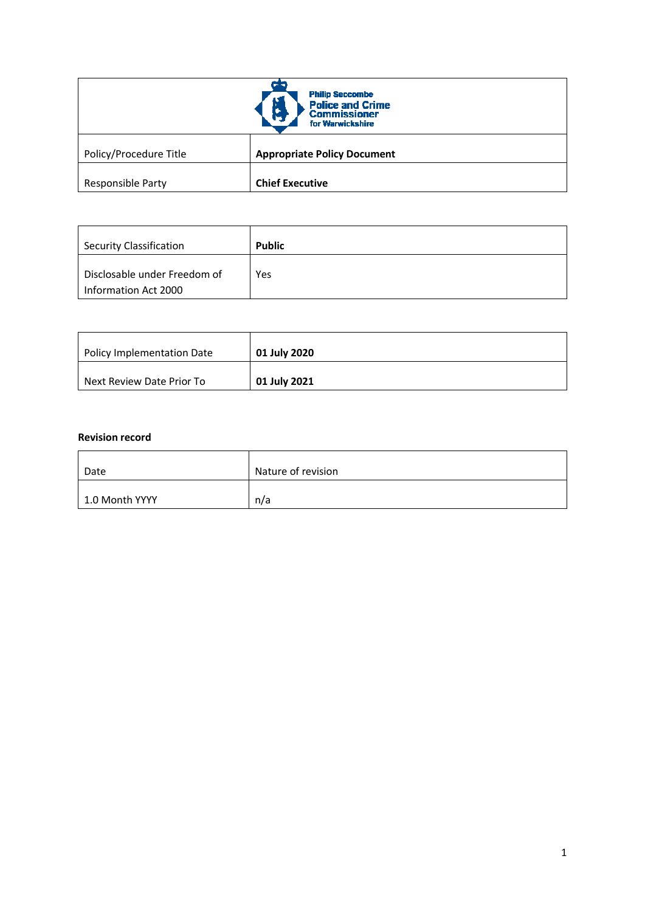| Philip Seccombe Police and Crime Commissioner for Warwickshire | |
|---|---|
| Policy/Procedure Title | **Appropriate Policy Document** |
| Responsible Party | **Chief Executive** |

| Security Classification | **Public** |
|---|---|
| Disclosable under Freedom of Information Act 2000 | Yes |

| Policy Implementation Date | **01 July 2020** |
|---|---|
| Next Review Date Prior To | **01 July 2021** |

**Revision record**

| Date | Nature of revision |
|---|---|
| 1.0 Month YYYY | n/a |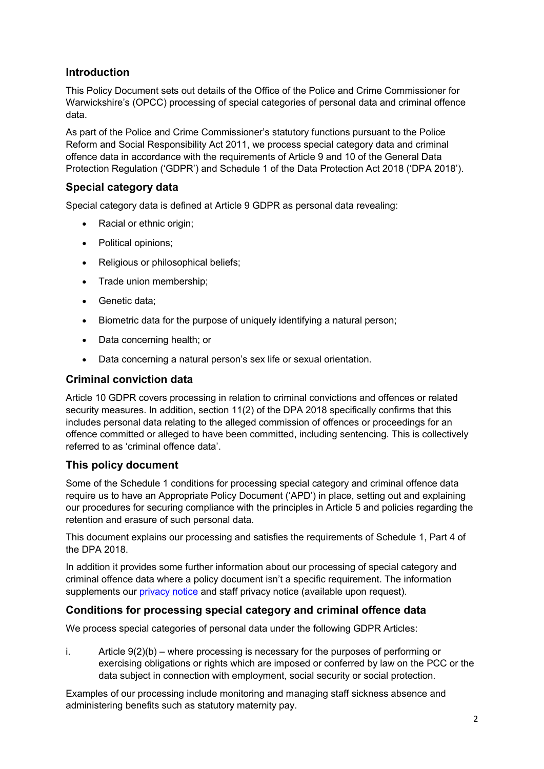## Introduction

This Policy Document sets out details of the Office of the Police and Crime Commissioner for Warwickshire's (OPCC) processing of special categories of personal data and criminal offence data.

As part of the Police and Crime Commissioner's statutory functions pursuant to the Police Reform and Social Responsibility Act 2011, we process special category data and criminal offence data in accordance with the requirements of Article 9 and 10 of the General Data Protection Regulation ('GDPR') and Schedule 1 of the Data Protection Act 2018 ('DPA 2018').

## Special category data

Special category data is defined at Article 9 GDPR as personal data revealing:

- Racial or ethnic origin;
- Political opinions;
- Religious or philosophical beliefs;
- Trade union membership;
- Genetic data;
- Biometric data for the purpose of uniquely identifying a natural person;
- Data concerning health; or
- Data concerning a natural person's sex life or sexual orientation.

## Criminal conviction data

Article 10 GDPR covers processing in relation to criminal convictions and offences or related security measures. In addition, section 11(2) of the DPA 2018 specifically confirms that this includes personal data relating to the alleged commission of offences or proceedings for an offence committed or alleged to have been committed, including sentencing. This is collectively referred to as 'criminal offence data'.

## This policy document

Some of the Schedule 1 conditions for processing special category and criminal offence data require us to have an Appropriate Policy Document ('APD') in place, setting out and explaining our procedures for securing compliance with the principles in Article 5 and policies regarding the retention and erasure of such personal data.

This document explains our processing and satisfies the requirements of Schedule 1, Part 4 of the DPA 2018.

In addition it provides some further information about our processing of special category and criminal offence data where a policy document isn't a specific requirement. The information supplements our privacy notice and staff privacy notice (available upon request).

## Conditions for processing special category and criminal offence data

We process special categories of personal data under the following GDPR Articles:

i. Article 9(2)(b) – where processing is necessary for the purposes of performing or exercising obligations or rights which are imposed or conferred by law on the PCC or the data subject in connection with employment, social security or social protection.

Examples of our processing include monitoring and managing staff sickness absence and administering benefits such as statutory maternity pay.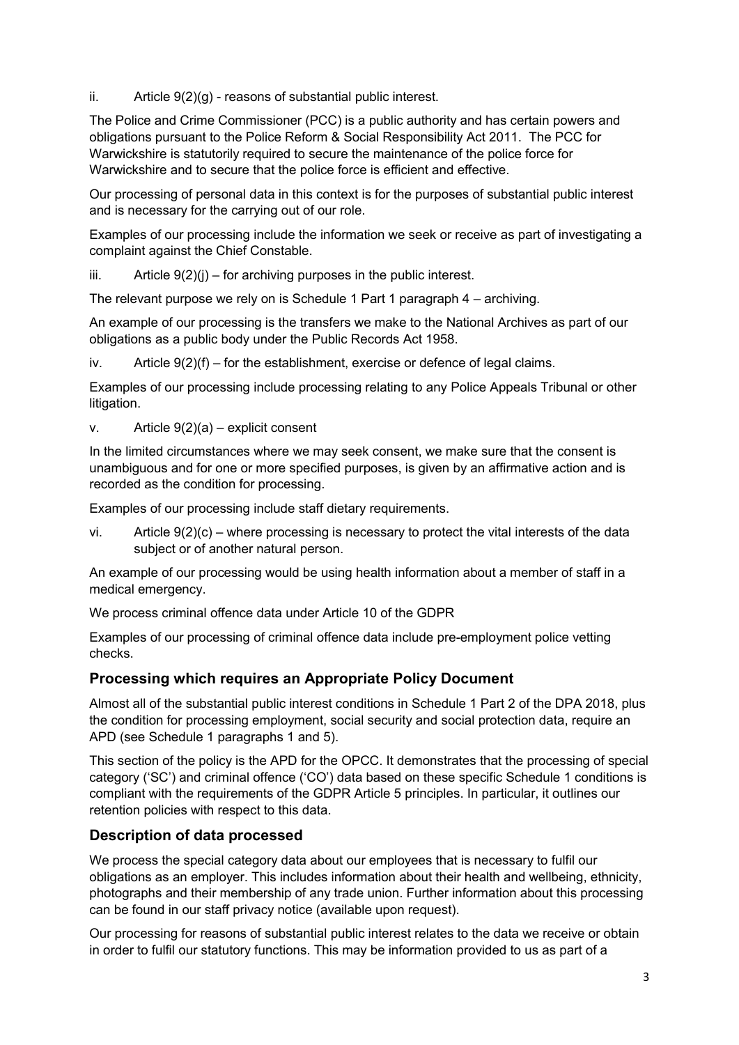ii. Article 9(2)(g) - reasons of substantial public interest.

The Police and Crime Commissioner (PCC) is a public authority and has certain powers and obligations pursuant to the Police Reform & Social Responsibility Act 2011. The PCC for Warwickshire is statutorily required to secure the maintenance of the police force for Warwickshire and to secure that the police force is efficient and effective.

Our processing of personal data in this context is for the purposes of substantial public interest and is necessary for the carrying out of our role.

Examples of our processing include the information we seek or receive as part of investigating a complaint against the Chief Constable.

iii. Article 9(2)(j) – for archiving purposes in the public interest.

The relevant purpose we rely on is Schedule 1 Part 1 paragraph 4 – archiving.

An example of our processing is the transfers we make to the National Archives as part of our obligations as a public body under the Public Records Act 1958.

iv. Article 9(2)(f) – for the establishment, exercise or defence of legal claims.

Examples of our processing include processing relating to any Police Appeals Tribunal or other litigation.

v. Article 9(2)(a) – explicit consent

In the limited circumstances where we may seek consent, we make sure that the consent is unambiguous and for one or more specified purposes, is given by an affirmative action and is recorded as the condition for processing.

Examples of our processing include staff dietary requirements.

vi. Article 9(2)(c) – where processing is necessary to protect the vital interests of the data subject or of another natural person.

An example of our processing would be using health information about a member of staff in a medical emergency.

We process criminal offence data under Article 10 of the GDPR

Examples of our processing of criminal offence data include pre-employment police vetting checks.

## Processing which requires an Appropriate Policy Document

Almost all of the substantial public interest conditions in Schedule 1 Part 2 of the DPA 2018, plus the condition for processing employment, social security and social protection data, require an APD (see Schedule 1 paragraphs 1 and 5).

This section of the policy is the APD for the OPCC. It demonstrates that the processing of special category ('SC') and criminal offence ('CO') data based on these specific Schedule 1 conditions is compliant with the requirements of the GDPR Article 5 principles. In particular, it outlines our retention policies with respect to this data.

## Description of data processed

We process the special category data about our employees that is necessary to fulfil our obligations as an employer. This includes information about their health and wellbeing, ethnicity, photographs and their membership of any trade union. Further information about this processing can be found in our staff privacy notice (available upon request).

Our processing for reasons of substantial public interest relates to the data we receive or obtain in order to fulfil our statutory functions. This may be information provided to us as part of a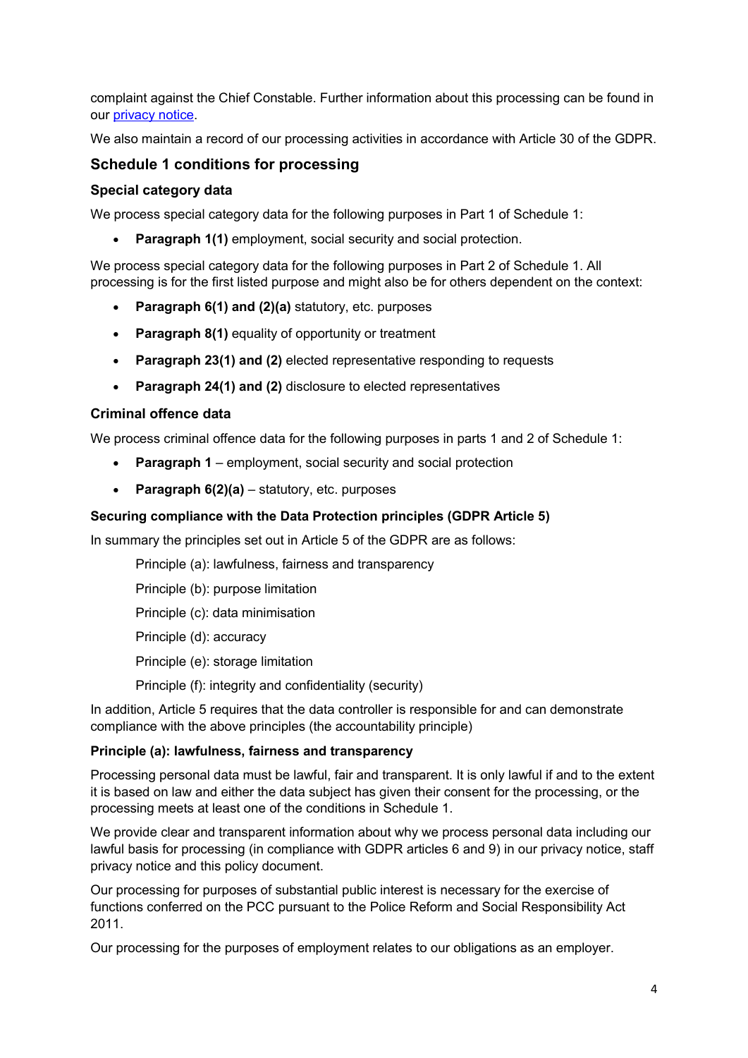complaint against the Chief Constable. Further information about this processing can be found in our [privacy notice](privacy notice).

We also maintain a record of our processing activities in accordance with Article 30 of the GDPR.

## Schedule 1 conditions for processing

### Special category data

We process special category data for the following purposes in Part 1 of Schedule 1:

- **Paragraph 1(1)** employment, social security and social protection.

We process special category data for the following purposes in Part 2 of Schedule 1. All processing is for the first listed purpose and might also be for others dependent on the context:

- **Paragraph 6(1) and (2)(a)** statutory, etc. purposes
- **Paragraph 8(1)** equality of opportunity or treatment
- **Paragraph 23(1) and (2)** elected representative responding to requests
- **Paragraph 24(1) and (2)** disclosure to elected representatives

### Criminal offence data

We process criminal offence data for the following purposes in parts 1 and 2 of Schedule 1:

- **Paragraph 1** – employment, social security and social protection
- **Paragraph 6(2)(a)** – statutory, etc. purposes

#### Securing compliance with the Data Protection principles (GDPR Article 5)

In summary the principles set out in Article 5 of the GDPR are as follows:

Principle (a): lawfulness, fairness and transparency

Principle (b): purpose limitation

Principle (c): data minimisation

Principle (d): accuracy

Principle (e): storage limitation

Principle (f): integrity and confidentiality (security)

In addition, Article 5 requires that the data controller is responsible for and can demonstrate compliance with the above principles (the accountability principle)

#### Principle (a): lawfulness, fairness and transparency

Processing personal data must be lawful, fair and transparent. It is only lawful if and to the extent it is based on law and either the data subject has given their consent for the processing, or the processing meets at least one of the conditions in Schedule 1.

We provide clear and transparent information about why we process personal data including our lawful basis for processing (in compliance with GDPR articles 6 and 9) in our privacy notice, staff privacy notice and this policy document.

Our processing for purposes of substantial public interest is necessary for the exercise of functions conferred on the PCC pursuant to the Police Reform and Social Responsibility Act 2011.

Our processing for the purposes of employment relates to our obligations as an employer.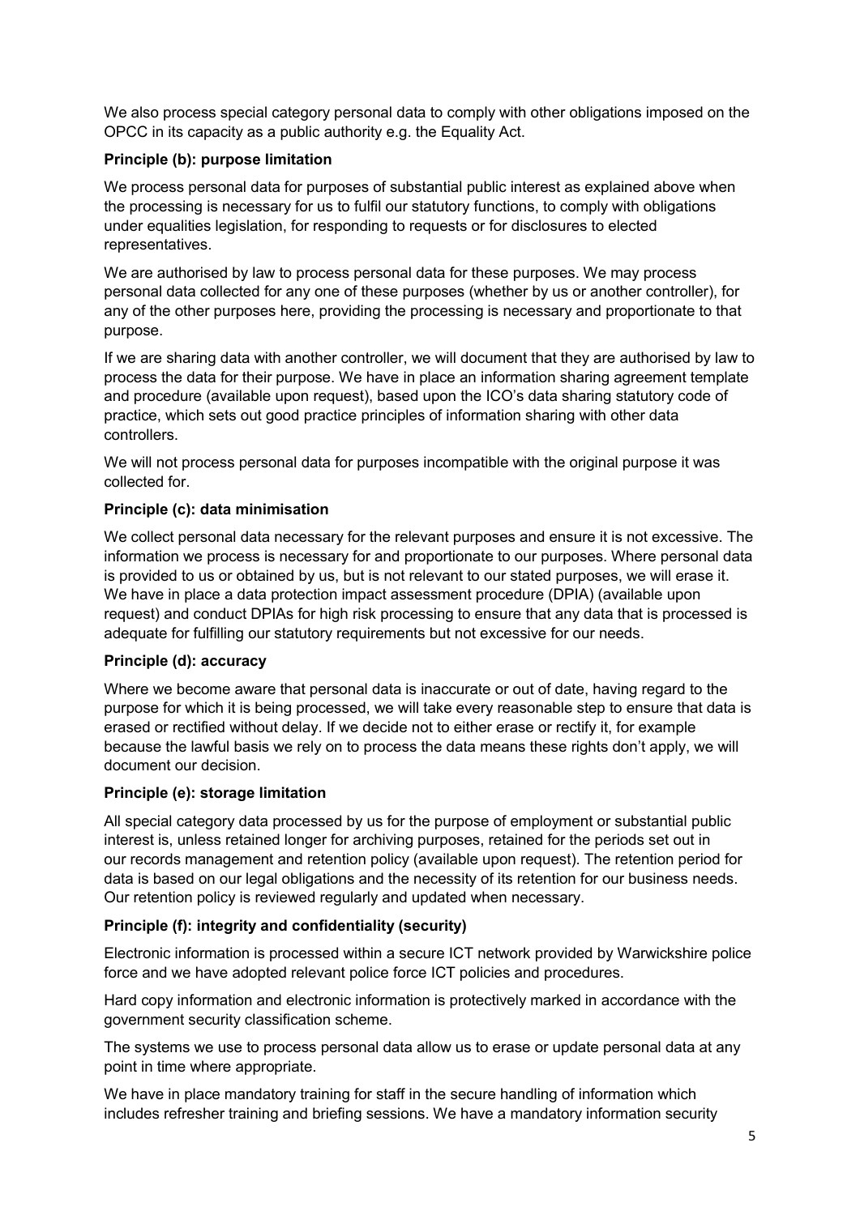We also process special category personal data to comply with other obligations imposed on the OPCC in its capacity as a public authority e.g. the Equality Act.

**Principle (b): purpose limitation**

We process personal data for purposes of substantial public interest as explained above when the processing is necessary for us to fulfil our statutory functions, to comply with obligations under equalities legislation, for responding to requests or for disclosures to elected representatives.

We are authorised by law to process personal data for these purposes. We may process personal data collected for any one of these purposes (whether by us or another controller), for any of the other purposes here, providing the processing is necessary and proportionate to that purpose.

If we are sharing data with another controller, we will document that they are authorised by law to process the data for their purpose. We have in place an information sharing agreement template and procedure (available upon request), based upon the ICO's data sharing statutory code of practice, which sets out good practice principles of information sharing with other data controllers.

We will not process personal data for purposes incompatible with the original purpose it was collected for.

**Principle (c): data minimisation**

We collect personal data necessary for the relevant purposes and ensure it is not excessive. The information we process is necessary for and proportionate to our purposes. Where personal data is provided to us or obtained by us, but is not relevant to our stated purposes, we will erase it. We have in place a data protection impact assessment procedure (DPIA) (available upon request) and conduct DPIAs for high risk processing to ensure that any data that is processed is adequate for fulfilling our statutory requirements but not excessive for our needs.

**Principle (d): accuracy**

Where we become aware that personal data is inaccurate or out of date, having regard to the purpose for which it is being processed, we will take every reasonable step to ensure that data is erased or rectified without delay. If we decide not to either erase or rectify it, for example because the lawful basis we rely on to process the data means these rights don't apply, we will document our decision.

**Principle (e): storage limitation**

All special category data processed by us for the purpose of employment or substantial public interest is, unless retained longer for archiving purposes, retained for the periods set out in our records management and retention policy (available upon request). The retention period for data is based on our legal obligations and the necessity of its retention for our business needs. Our retention policy is reviewed regularly and updated when necessary.

**Principle (f): integrity and confidentiality (security)**

Electronic information is processed within a secure ICT network provided by Warwickshire police force and we have adopted relevant police force ICT policies and procedures.

Hard copy information and electronic information is protectively marked in accordance with the government security classification scheme.

The systems we use to process personal data allow us to erase or update personal data at any point in time where appropriate.

We have in place mandatory training for staff in the secure handling of information which includes refresher training and briefing sessions. We have a mandatory information security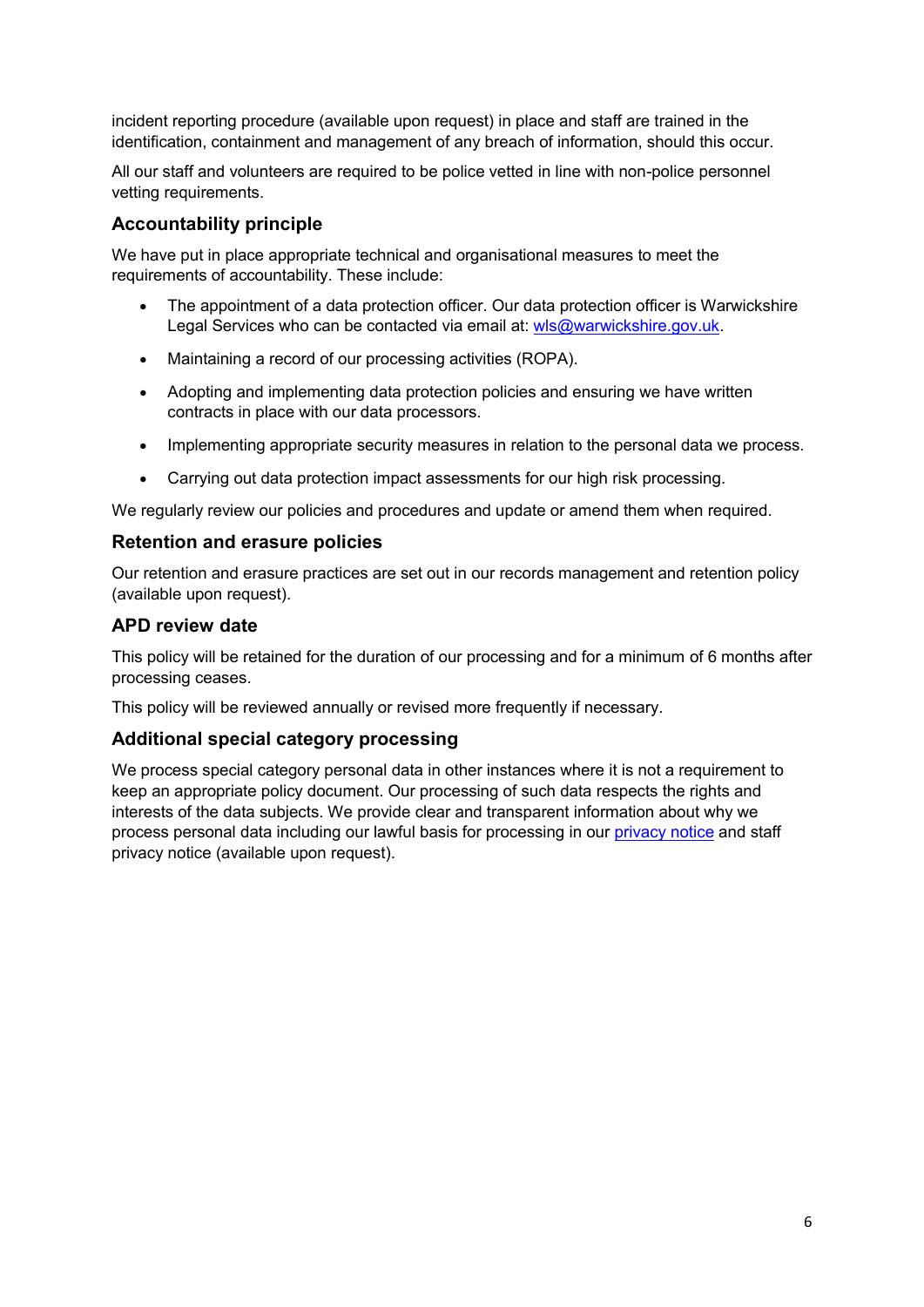incident reporting procedure (available upon request) in place and staff are trained in the identification, containment and management of any breach of information, should this occur.

All our staff and volunteers are required to be police vetted in line with non-police personnel vetting requirements.

### Accountability principle

We have put in place appropriate technical and organisational measures to meet the requirements of accountability. These include:

- The appointment of a data protection officer. Our data protection officer is Warwickshire Legal Services who can be contacted via email at: wls@warwickshire.gov.uk.
- Maintaining a record of our processing activities (ROPA).
- Adopting and implementing data protection policies and ensuring we have written contracts in place with our data processors.
- Implementing appropriate security measures in relation to the personal data we process.
- Carrying out data protection impact assessments for our high risk processing.

We regularly review our policies and procedures and update or amend them when required.

### Retention and erasure policies

Our retention and erasure practices are set out in our records management and retention policy (available upon request).

### APD review date

This policy will be retained for the duration of our processing and for a minimum of 6 months after processing ceases.

This policy will be reviewed annually or revised more frequently if necessary.

### Additional special category processing

We process special category personal data in other instances where it is not a requirement to keep an appropriate policy document. Our processing of such data respects the rights and interests of the data subjects. We provide clear and transparent information about why we process personal data including our lawful basis for processing in our privacy notice and staff privacy notice (available upon request).